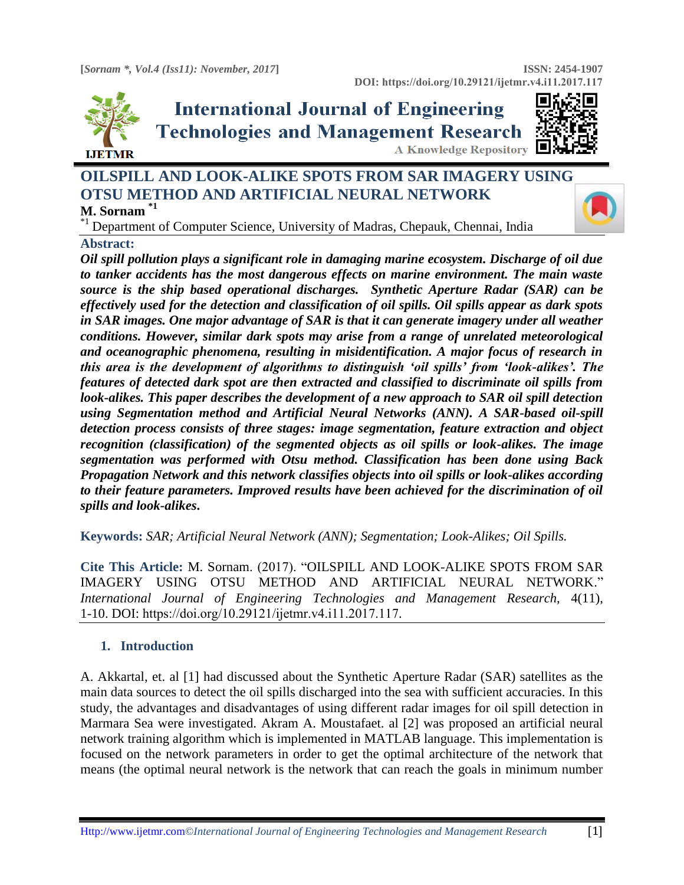# OILSPILL AND LOOK-ALIKE SPOTS FROM SAR IMAGERY USING OTSU METHOD AND ARTIFICIAL NEURAL NETWORK

**M. Sornam** [*1]

[*1] Department of Computer Science, University of Madras, Chepauk, Chennai, India

## Abstract:

***Oil spill pollution plays a significant role in damaging marine ecosystem. Discharge of oil due to tanker accidents has the most dangerous effects on marine environment. The main waste source is the ship based operational discharges. Synthetic Aperture Radar (SAR) can be effectively used for the detection and classification of oil spills. Oil spills appear as dark spots in SAR images. One major advantage of SAR is that it can generate imagery under all weather conditions. However, similar dark spots may arise from a range of unrelated meteorological and oceanographic phenomena, resulting in misidentification. A major focus of research in this area is the development of algorithms to distinguish 'oil spills' from 'look-alikes'. The features of detected dark spot are then extracted and classified to discriminate oil spills from look-alikes. This paper describes the development of a new approach to SAR oil spill detection using Segmentation method and Artificial Neural Networks (ANN). A SAR-based oil-spill detection process consists of three stages: image segmentation, feature extraction and object recognition (classification) of the segmented objects as oil spills or look-alikes. The image segmentation was performed with Otsu method. Classification has been done using Back Propagation Network and this network classifies objects into oil spills or look-alikes according to their feature parameters. Improved results have been achieved for the discrimination of oil spills and look-alikes.***

**Keywords:** *SAR; Artificial Neural Network (ANN); Segmentation; Look-Alikes; Oil Spills.*

**Cite This Article:** M. Sornam. (2017). "OILSPILL AND LOOK-ALIKE SPOTS FROM SAR IMAGERY USING OTSU METHOD AND ARTIFICIAL NEURAL NETWORK." *International Journal of Engineering Technologies and Management Research,* 4(11), 1-10. DOI: https://doi.org/10.29121/ijetmr.v4.i11.2017.117.

## 1. Introduction

A. Akkartal, et. al [1] had discussed about the Synthetic Aperture Radar (SAR) satellites as the main data sources to detect the oil spills discharged into the sea with sufficient accuracies. In this study, the advantages and disadvantages of using different radar images for oil spill detection in Marmara Sea were investigated. Akram A. Moustafaet. al [2] was proposed an artificial neural network training algorithm which is implemented in MATLAB language. This implementation is focused on the network parameters in order to get the optimal architecture of the network that means (the optimal neural network is the network that can reach the goals in minimum number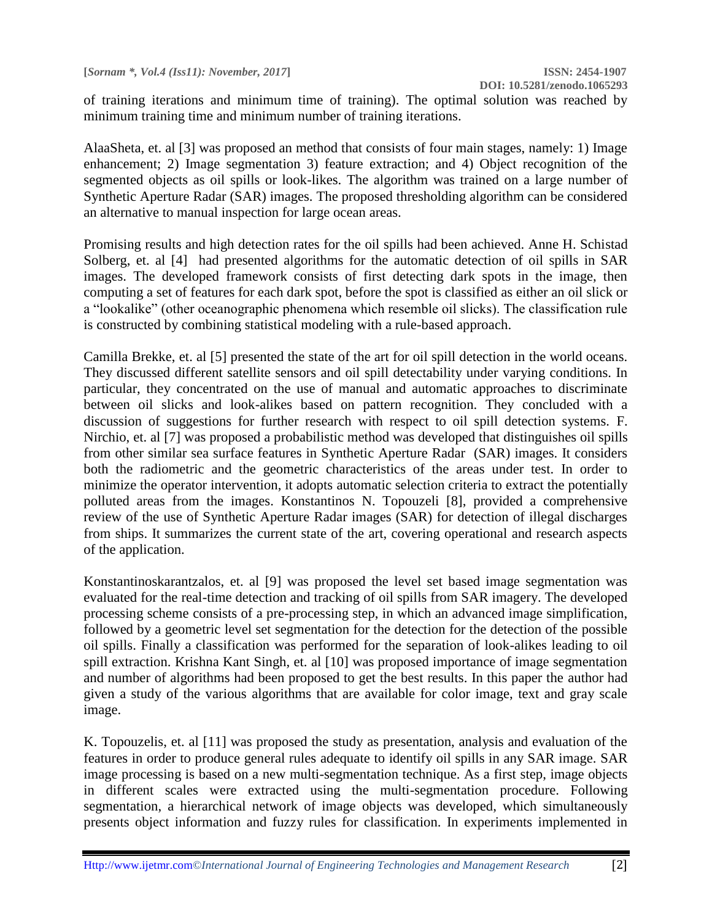of training iterations and minimum time of training). The optimal solution was reached by minimum training time and minimum number of training iterations.

AlaaSheta, et. al [3] was proposed an method that consists of four main stages, namely: 1) Image enhancement; 2) Image segmentation 3) feature extraction; and 4) Object recognition of the segmented objects as oil spills or look-likes. The algorithm was trained on a large number of Synthetic Aperture Radar (SAR) images. The proposed thresholding algorithm can be considered an alternative to manual inspection for large ocean areas.

Promising results and high detection rates for the oil spills had been achieved. Anne H. Schistad Solberg, et. al [4] had presented algorithms for the automatic detection of oil spills in SAR images. The developed framework consists of first detecting dark spots in the image, then computing a set of features for each dark spot, before the spot is classified as either an oil slick or a "lookalike" (other oceanographic phenomena which resemble oil slicks). The classification rule is constructed by combining statistical modeling with a rule-based approach.

Camilla Brekke, et. al [5] presented the state of the art for oil spill detection in the world oceans. They discussed different satellite sensors and oil spill detectability under varying conditions. In particular, they concentrated on the use of manual and automatic approaches to discriminate between oil slicks and look-alikes based on pattern recognition. They concluded with a discussion of suggestions for further research with respect to oil spill detection systems. F. Nirchio, et. al [7] was proposed a probabilistic method was developed that distinguishes oil spills from other similar sea surface features in Synthetic Aperture Radar (SAR) images. It considers both the radiometric and the geometric characteristics of the areas under test. In order to minimize the operator intervention, it adopts automatic selection criteria to extract the potentially polluted areas from the images. Konstantinos N. Topouzeli [8], provided a comprehensive review of the use of Synthetic Aperture Radar images (SAR) for detection of illegal discharges from ships. It summarizes the current state of the art, covering operational and research aspects of the application.

Konstantinoskarantzalos, et. al [9] was proposed the level set based image segmentation was evaluated for the real-time detection and tracking of oil spills from SAR imagery. The developed processing scheme consists of a pre-processing step, in which an advanced image simplification, followed by a geometric level set segmentation for the detection for the detection of the possible oil spills. Finally a classification was performed for the separation of look-alikes leading to oil spill extraction. Krishna Kant Singh, et. al [10] was proposed importance of image segmentation and number of algorithms had been proposed to get the best results. In this paper the author had given a study of the various algorithms that are available for color image, text and gray scale image.

K. Topouzelis, et. al [11] was proposed the study as presentation, analysis and evaluation of the features in order to produce general rules adequate to identify oil spills in any SAR image. SAR image processing is based on a new multi-segmentation technique. As a first step, image objects in different scales were extracted using the multi-segmentation procedure. Following segmentation, a hierarchical network of image objects was developed, which simultaneously presents object information and fuzzy rules for classification. In experiments implemented in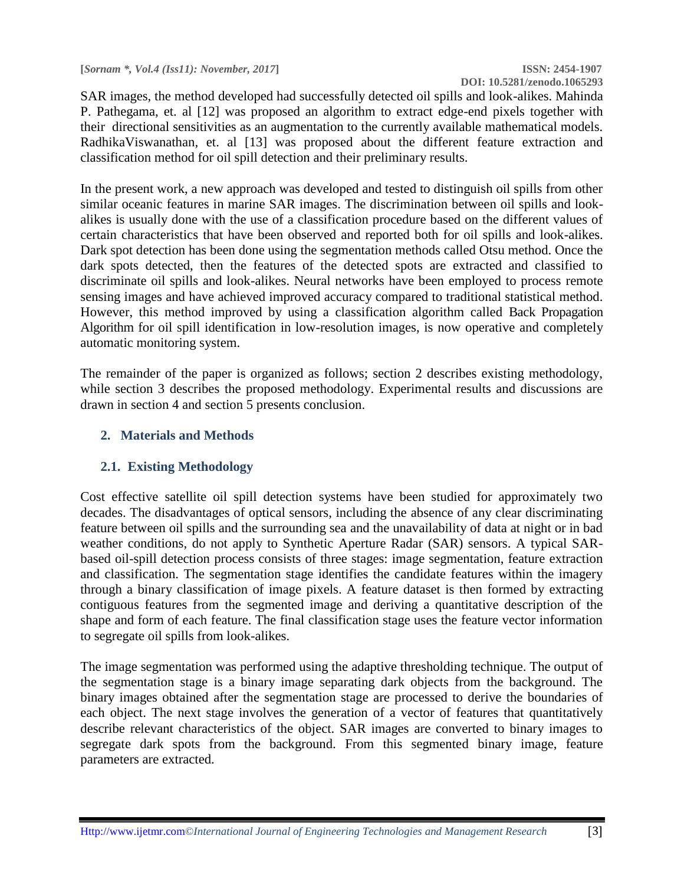SAR images, the method developed had successfully detected oil spills and look-alikes. Mahinda P. Pathegama, et. al [12] was proposed an algorithm to extract edge-end pixels together with their directional sensitivities as an augmentation to the currently available mathematical models. RadhikaViswanathan, et. al [13] was proposed about the different feature extraction and classification method for oil spill detection and their preliminary results.

In the present work, a new approach was developed and tested to distinguish oil spills from other similar oceanic features in marine SAR images. The discrimination between oil spills and look-alikes is usually done with the use of a classification procedure based on the different values of certain characteristics that have been observed and reported both for oil spills and look-alikes. Dark spot detection has been done using the segmentation methods called Otsu method. Once the dark spots detected, then the features of the detected spots are extracted and classified to discriminate oil spills and look-alikes. Neural networks have been employed to process remote sensing images and have achieved improved accuracy compared to traditional statistical method. However, this method improved by using a classification algorithm called Back Propagation Algorithm for oil spill identification in low-resolution images, is now operative and completely automatic monitoring system.

The remainder of the paper is organized as follows; section 2 describes existing methodology, while section 3 describes the proposed methodology. Experimental results and discussions are drawn in section 4 and section 5 presents conclusion.

## 2. Materials and Methods

### 2.1. Existing Methodology

Cost effective satellite oil spill detection systems have been studied for approximately two decades. The disadvantages of optical sensors, including the absence of any clear discriminating feature between oil spills and the surrounding sea and the unavailability of data at night or in bad weather conditions, do not apply to Synthetic Aperture Radar (SAR) sensors. A typical SAR-based oil-spill detection process consists of three stages: image segmentation, feature extraction and classification. The segmentation stage identifies the candidate features within the imagery through a binary classification of image pixels. A feature dataset is then formed by extracting contiguous features from the segmented image and deriving a quantitative description of the shape and form of each feature. The final classification stage uses the feature vector information to segregate oil spills from look-alikes.

The image segmentation was performed using the adaptive thresholding technique. The output of the segmentation stage is a binary image separating dark objects from the background. The binary images obtained after the segmentation stage are processed to derive the boundaries of each object. The next stage involves the generation of a vector of features that quantitatively describe relevant characteristics of the object. SAR images are converted to binary images to segregate dark spots from the background. From this segmented binary image, feature parameters are extracted.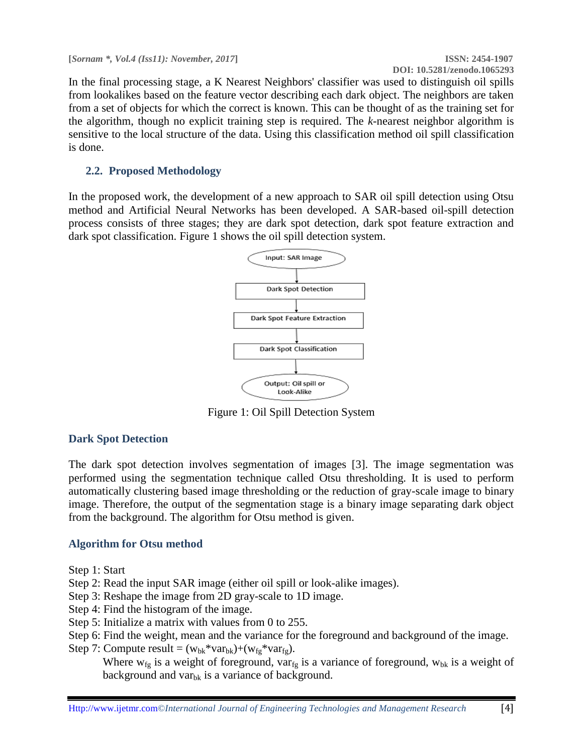In the final processing stage, a K Nearest Neighbors' classifier was used to distinguish oil spills from lookalikes based on the feature vector describing each dark object. The neighbors are taken from a set of objects for which the correct is known. This can be thought of as the training set for the algorithm, though no explicit training step is required. The *k*-nearest neighbor algorithm is sensitive to the local structure of the data. Using this classification method oil spill classification is done.

## 2.2. Proposed Methodology

In the proposed work, the development of a new approach to SAR oil spill detection using Otsu method and Artificial Neural Networks has been developed. A SAR-based oil-spill detection process consists of three stages; they are dark spot detection, dark spot feature extraction and dark spot classification. Figure 1 shows the oil spill detection system.

Input: SAR Image → Dark Spot Detection → Dark Spot Feature Extraction → Dark Spot Classification → Output: Oil spill or Look-Alike

Figure 1: Oil Spill Detection System

### Dark Spot Detection

The dark spot detection involves segmentation of images [3]. The image segmentation was performed using the segmentation technique called Otsu thresholding. It is used to perform automatically clustering based image thresholding or the reduction of gray-scale image to binary image. Therefore, the output of the segmentation stage is a binary image separating dark object from the background. The algorithm for Otsu method is given.

### Algorithm for Otsu method

Step 1: Start
Step 2: Read the input SAR image (either oil spill or look-alike images).
Step 3: Reshape the image from 2D gray-scale to 1D image.
Step 4: Find the histogram of the image.
Step 5: Initialize a matrix with values from 0 to 255.
Step 6: Find the weight, mean and the variance for the foreground and background of the image.
Step 7: Compute result = $(w_{bk}*var_{bk})+(w_{fg}*var_{fg})$.
Where $w_{fg}$ is a weight of foreground, $var_{fg}$ is a variance of foreground, $w_{bk}$ is a weight of background and $var_{bk}$ is a variance of background.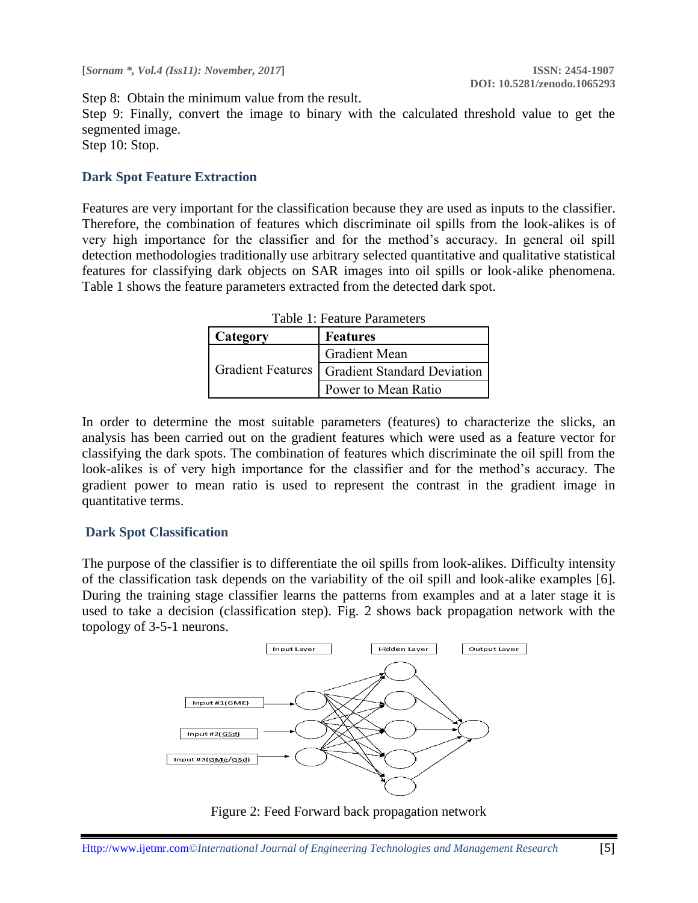Step 8: Obtain the minimum value from the result.

Step 9: Finally, convert the image to binary with the calculated threshold value to get the segmented image.

Step 10: Stop.

### Dark Spot Feature Extraction

Features are very important for the classification because they are used as inputs to the classifier. Therefore, the combination of features which discriminate oil spills from the look-alikes is of very high importance for the classifier and for the method's accuracy. In general oil spill detection methodologies traditionally use arbitrary selected quantitative and qualitative statistical features for classifying dark objects on SAR images into oil spills or look-alike phenomena. Table 1 shows the feature parameters extracted from the detected dark spot.

Table 1: Feature Parameters

| Category | Features |
|---|---|
| Gradient Features | Gradient Mean |
| | Gradient Standard Deviation |
| | Power to Mean Ratio |

In order to determine the most suitable parameters (features) to characterize the slicks, an analysis has been carried out on the gradient features which were used as a feature vector for classifying the dark spots. The combination of features which discriminate the oil spill from the look-alikes is of very high importance for the classifier and for the method's accuracy. The gradient power to mean ratio is used to represent the contrast in the gradient image in quantitative terms.

### Dark Spot Classification

The purpose of the classifier is to differentiate the oil spills from look-alikes. Difficulty intensity of the classification task depends on the variability of the oil spill and look-alike examples [6]. During the training stage classifier learns the patterns from examples and at a later stage it is used to take a decision (classification step). Fig. 2 shows back propagation network with the topology of 3-5-1 neurons.

Input Layer | Hidden Layer | Output Layer

Input #1(GME)

Input #2(GSd)

Input #3(GMe/GSd)

Figure 2: Feed Forward back propagation network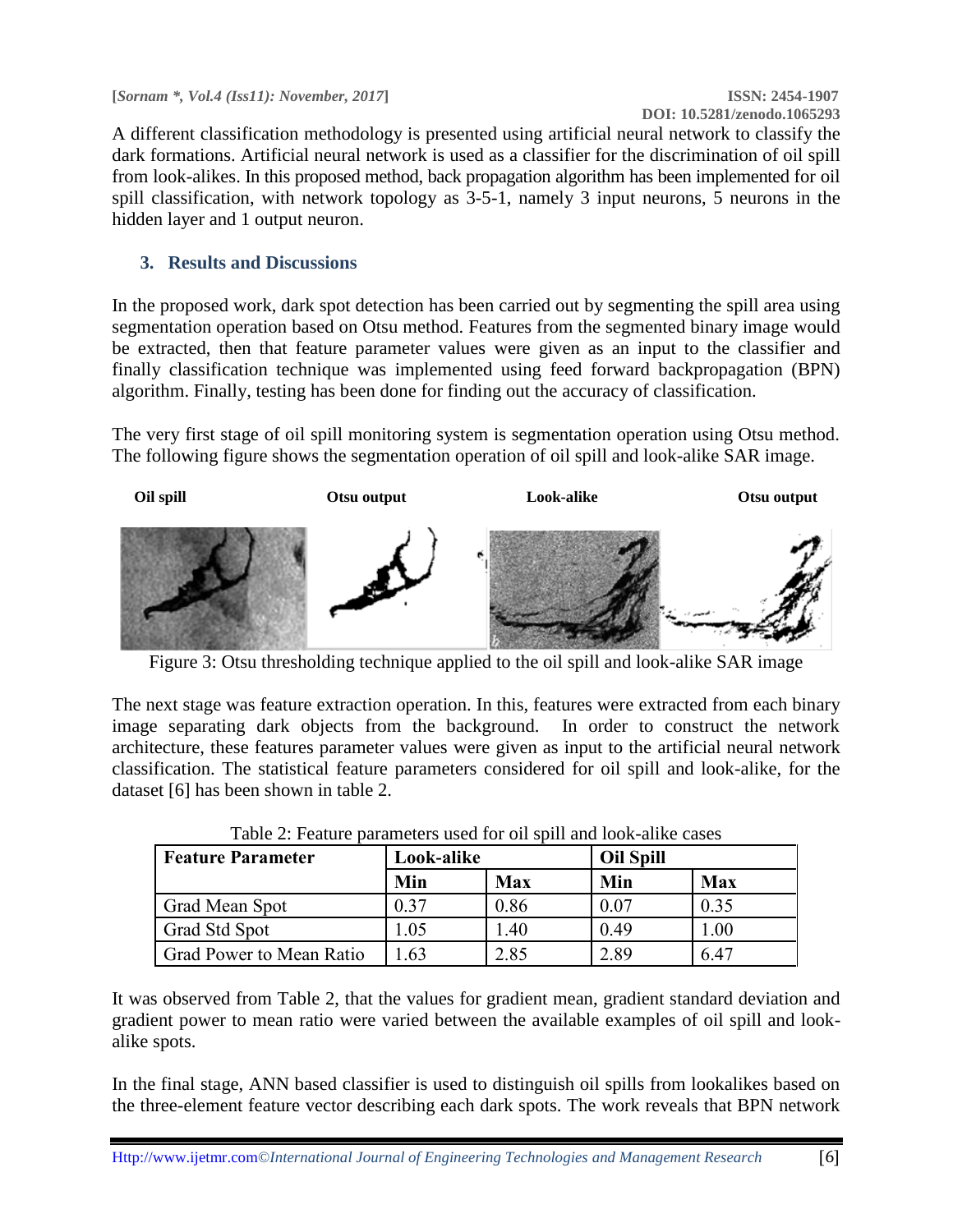A different classification methodology is presented using artificial neural network to classify the dark formations. Artificial neural network is used as a classifier for the discrimination of oil spill from look-alikes. In this proposed method, back propagation algorithm has been implemented for oil spill classification, with network topology as 3-5-1, namely 3 input neurons, 5 neurons in the hidden layer and 1 output neuron.

## 3. Results and Discussions

In the proposed work, dark spot detection has been carried out by segmenting the spill area using segmentation operation based on Otsu method. Features from the segmented binary image would be extracted, then that feature parameter values were given as an input to the classifier and finally classification technique was implemented using feed forward backpropagation (BPN) algorithm. Finally, testing has been done for finding out the accuracy of classification.

The very first stage of oil spill monitoring system is segmentation operation using Otsu method. The following figure shows the segmentation operation of oil spill and look-alike SAR image.

**Oil spill** **Otsu output** **Look-alike** **Otsu output**

Figure 3: Otsu thresholding technique applied to the oil spill and look-alike SAR image

The next stage was feature extraction operation. In this, features were extracted from each binary image separating dark objects from the background. In order to construct the network architecture, these features parameter values were given as input to the artificial neural network classification. The statistical feature parameters considered for oil spill and look-alike, for the dataset [6] has been shown in table 2.

Table 2: Feature parameters used for oil spill and look-alike cases

| Feature Parameter | Look-alike | | Oil Spill | |
|---|---|---|---|---|
| | Min | Max | Min | Max |
| Grad Mean Spot | 0.37 | 0.86 | 0.07 | 0.35 |
| Grad Std Spot | 1.05 | 1.40 | 0.49 | 1.00 |
| Grad Power to Mean Ratio | 1.63 | 2.85 | 2.89 | 6.47 |

It was observed from Table 2, that the values for gradient mean, gradient standard deviation and gradient power to mean ratio were varied between the available examples of oil spill and look-alike spots.

In the final stage, ANN based classifier is used to distinguish oil spills from lookalikes based on the three-element feature vector describing each dark spots. The work reveals that BPN network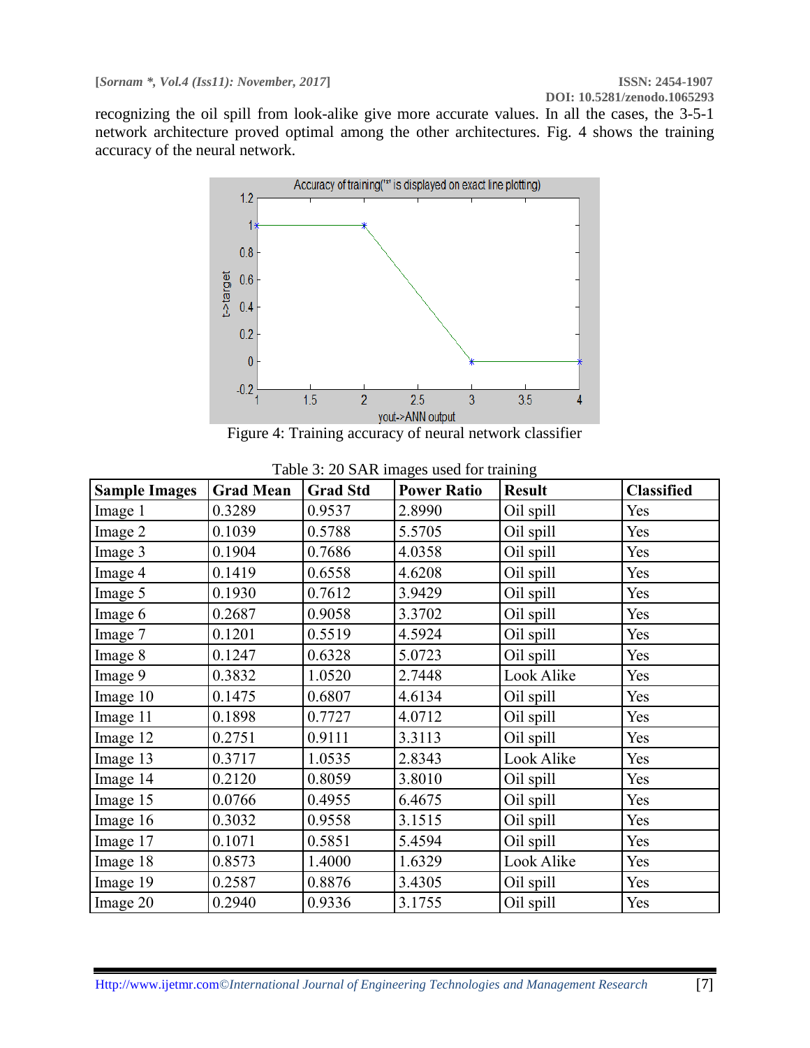recognizing the oil spill from look-alike give more accurate values. In all the cases, the 3-5-1 network architecture proved optimal among the other architectures. Fig. 4 shows the training accuracy of the neural network.

Figure 4: Training accuracy of neural network classifier

Table 3: 20 SAR images used for training

| Sample Images | Grad Mean | Grad Std | Power Ratio | Result | Classified |
|---|---|---|---|---|---|
| Image 1 | 0.3289 | 0.9537 | 2.8990 | Oil spill | Yes |
| Image 2 | 0.1039 | 0.5788 | 5.5705 | Oil spill | Yes |
| Image 3 | 0.1904 | 0.7686 | 4.0358 | Oil spill | Yes |
| Image 4 | 0.1419 | 0.6558 | 4.6208 | Oil spill | Yes |
| Image 5 | 0.1930 | 0.7612 | 3.9429 | Oil spill | Yes |
| Image 6 | 0.2687 | 0.9058 | 3.3702 | Oil spill | Yes |
| Image 7 | 0.1201 | 0.5519 | 4.5924 | Oil spill | Yes |
| Image 8 | 0.1247 | 0.6328 | 5.0723 | Oil spill | Yes |
| Image 9 | 0.3832 | 1.0520 | 2.7448 | Look Alike | Yes |
| Image 10 | 0.1475 | 0.6807 | 4.6134 | Oil spill | Yes |
| Image 11 | 0.1898 | 0.7727 | 4.0712 | Oil spill | Yes |
| Image 12 | 0.2751 | 0.9111 | 3.3113 | Oil spill | Yes |
| Image 13 | 0.3717 | 1.0535 | 2.8343 | Look Alike | Yes |
| Image 14 | 0.2120 | 0.8059 | 3.8010 | Oil spill | Yes |
| Image 15 | 0.0766 | 0.4955 | 6.4675 | Oil spill | Yes |
| Image 16 | 0.3032 | 0.9558 | 3.1515 | Oil spill | Yes |
| Image 17 | 0.1071 | 0.5851 | 5.4594 | Oil spill | Yes |
| Image 18 | 0.8573 | 1.4000 | 1.6329 | Look Alike | Yes |
| Image 19 | 0.2587 | 0.8876 | 3.4305 | Oil spill | Yes |
| Image 20 | 0.2940 | 0.9336 | 3.1755 | Oil spill | Yes |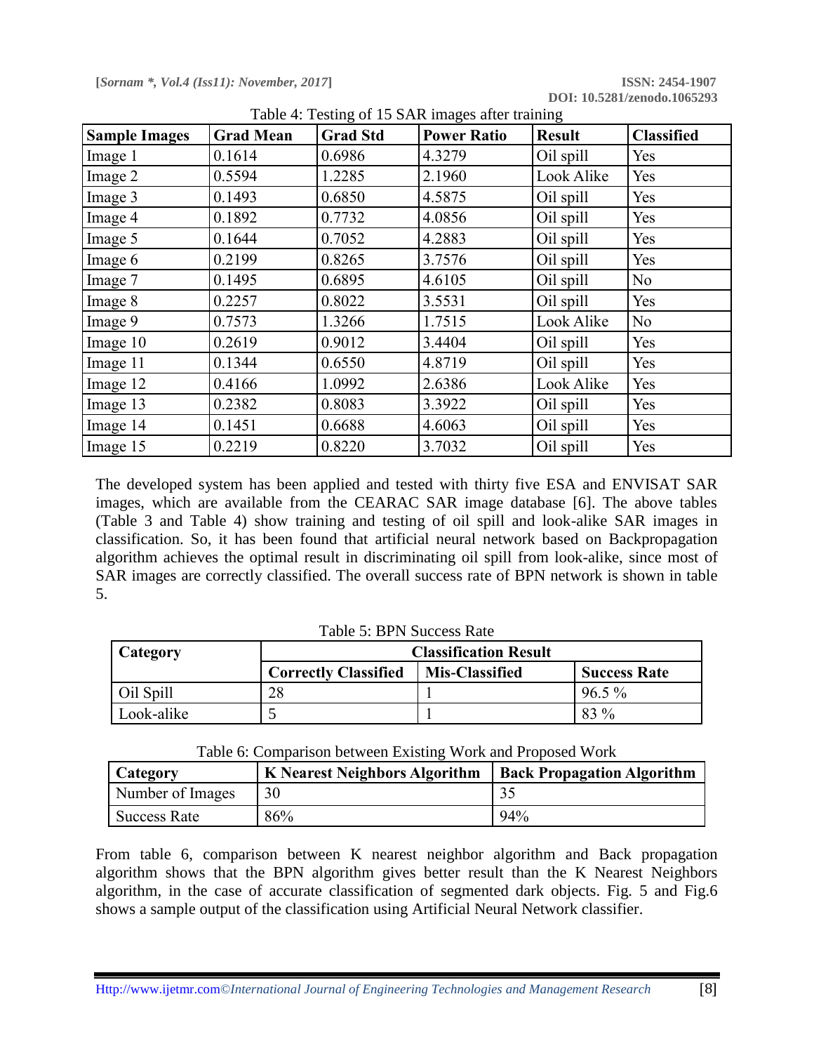Table 4: Testing of 15 SAR images after training

| Sample Images | Grad Mean | Grad Std | Power Ratio | Result | Classified |
|---|---|---|---|---|---|
| Image 1 | 0.1614 | 0.6986 | 4.3279 | Oil spill | Yes |
| Image 2 | 0.5594 | 1.2285 | 2.1960 | Look Alike | Yes |
| Image 3 | 0.1493 | 0.6850 | 4.5875 | Oil spill | Yes |
| Image 4 | 0.1892 | 0.7732 | 4.0856 | Oil spill | Yes |
| Image 5 | 0.1644 | 0.7052 | 4.2883 | Oil spill | Yes |
| Image 6 | 0.2199 | 0.8265 | 3.7576 | Oil spill | Yes |
| Image 7 | 0.1495 | 0.6895 | 4.6105 | Oil spill | No |
| Image 8 | 0.2257 | 0.8022 | 3.5531 | Oil spill | Yes |
| Image 9 | 0.7573 | 1.3266 | 1.7515 | Look Alike | No |
| Image 10 | 0.2619 | 0.9012 | 3.4404 | Oil spill | Yes |
| Image 11 | 0.1344 | 0.6550 | 4.8719 | Oil spill | Yes |
| Image 12 | 0.4166 | 1.0992 | 2.6386 | Look Alike | Yes |
| Image 13 | 0.2382 | 0.8083 | 3.3922 | Oil spill | Yes |
| Image 14 | 0.1451 | 0.6688 | 4.6063 | Oil spill | Yes |
| Image 15 | 0.2219 | 0.8220 | 3.7032 | Oil spill | Yes |

The developed system has been applied and tested with thirty five ESA and ENVISAT SAR images, which are available from the CEARAC SAR image database [6]. The above tables (Table 3 and Table 4) show training and testing of oil spill and look-alike SAR images in classification. So, it has been found that artificial neural network based on Backpropagation algorithm achieves the optimal result in discriminating oil spill from look-alike, since most of SAR images are correctly classified. The overall success rate of BPN network is shown in table 5.

Table 5: BPN Success Rate

| Category | Classification Result | | |
|---|---|---|---|
| | **Correctly Classified** | **Mis-Classified** | **Success Rate** |
| Oil Spill | 28 | 1 | 96.5 % |
| Look-alike | 5 | 1 | 83 % |

Table 6: Comparison between Existing Work and Proposed Work

| Category | K Nearest Neighbors Algorithm | Back Propagation Algorithm |
|---|---|---|
| Number of Images | 30 | 35 |
| Success Rate | 86% | 94% |

From table 6, comparison between K nearest neighbor algorithm and Back propagation algorithm shows that the BPN algorithm gives better result than the K Nearest Neighbors algorithm, in the case of accurate classification of segmented dark objects. Fig. 5 and Fig.6 shows a sample output of the classification using Artificial Neural Network classifier.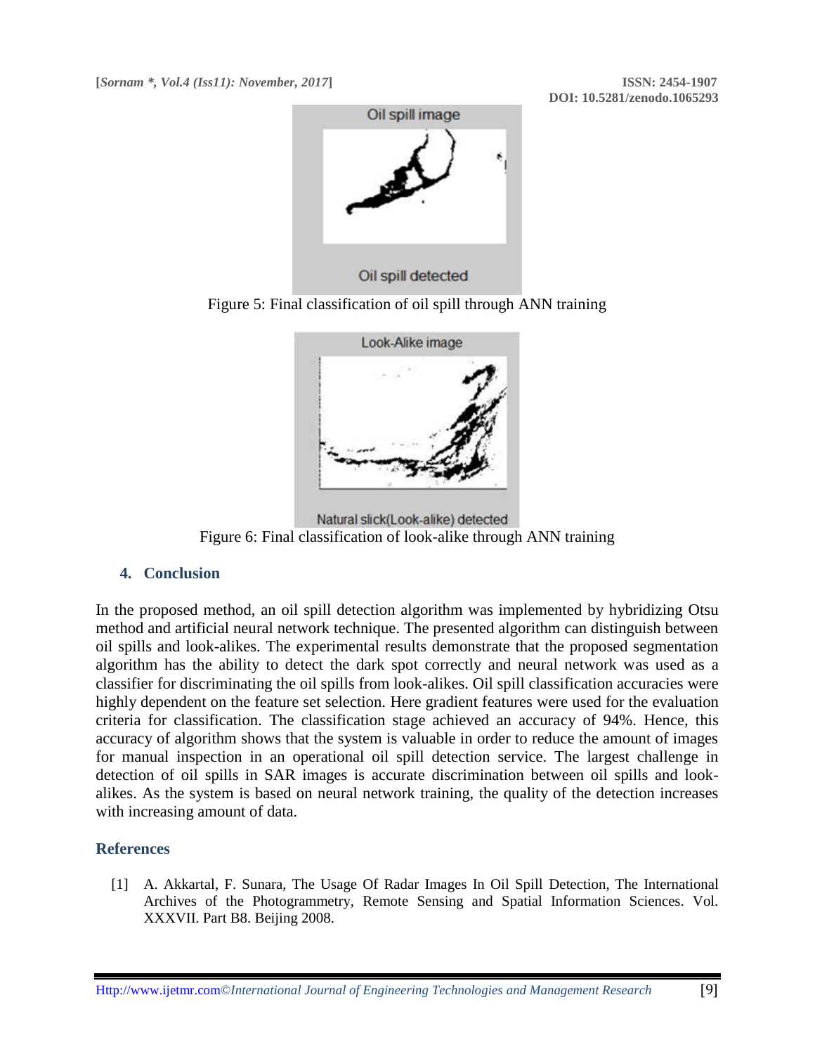Figure 5: Final classification of oil spill through ANN training

Figure 6: Final classification of look-alike through ANN training

## 4. Conclusion

In the proposed method, an oil spill detection algorithm was implemented by hybridizing Otsu method and artificial neural network technique. The presented algorithm can distinguish between oil spills and look-alikes. The experimental results demonstrate that the proposed segmentation algorithm has the ability to detect the dark spot correctly and neural network was used as a classifier for discriminating the oil spills from look-alikes. Oil spill classification accuracies were highly dependent on the feature set selection. Here gradient features were used for the evaluation criteria for classification. The classification stage achieved an accuracy of 94%. Hence, this accuracy of algorithm shows that the system is valuable in order to reduce the amount of images for manual inspection in an operational oil spill detection service. The largest challenge in detection of oil spills in SAR images is accurate discrimination between oil spills and look-alikes. As the system is based on neural network training, the quality of the detection increases with increasing amount of data.

## References

[1] A. Akkartal, F. Sunara, The Usage Of Radar Images In Oil Spill Detection, The International Archives of the Photogrammetry, Remote Sensing and Spatial Information Sciences. Vol. XXXVII. Part B8. Beijing 2008.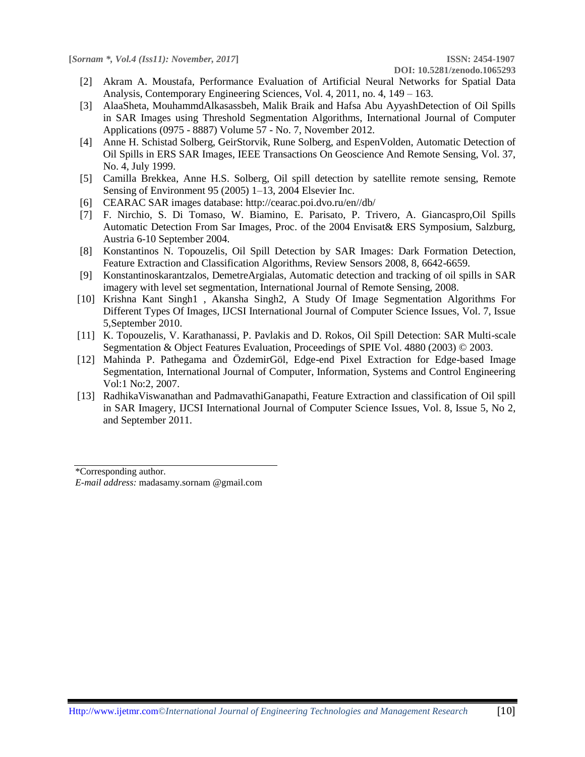[2] Akram A. Moustafa, Performance Evaluation of Artificial Neural Networks for Spatial Data Analysis, Contemporary Engineering Sciences, Vol. 4, 2011, no. 4, 149 – 163.

[3] AlaaSheta, MouhammdAlkasassbeh, Malik Braik and Hafsa Abu AyyashDetection of Oil Spills in SAR Images using Threshold Segmentation Algorithms, International Journal of Computer Applications (0975 - 8887) Volume 57 - No. 7, November 2012.

[4] Anne H. Schistad Solberg, GeirStorvik, Rune Solberg, and EspenVolden, Automatic Detection of Oil Spills in ERS SAR Images, IEEE Transactions On Geoscience And Remote Sensing, Vol. 37, No. 4, July 1999.

[5] Camilla Brekkea, Anne H.S. Solberg, Oil spill detection by satellite remote sensing, Remote Sensing of Environment 95 (2005) 1–13, 2004 Elsevier Inc.

[6] CEARAC SAR images database: http://cearac.poi.dvo.ru/en//db/

[7] F. Nirchio, S. Di Tomaso, W. Biamino, E. Parisato, P. Trivero, A. Giancaspro,Oil Spills Automatic Detection From Sar Images, Proc. of the 2004 Envisat& ERS Symposium, Salzburg, Austria 6-10 September 2004.

[8] Konstantinos N. Topouzelis, Oil Spill Detection by SAR Images: Dark Formation Detection, Feature Extraction and Classification Algorithms, Review Sensors 2008, 8, 6642-6659.

[9] Konstantinoskarantzalos, DemetreArgialas, Automatic detection and tracking of oil spills in SAR imagery with level set segmentation, International Journal of Remote Sensing, 2008.

[10] Krishna Kant Singh1 , Akansha Singh2, A Study Of Image Segmentation Algorithms For Different Types Of Images, IJCSI International Journal of Computer Science Issues, Vol. 7, Issue 5,September 2010.

[11] K. Topouzelis, V. Karathanassi, P. Pavlakis and D. Rokos, Oil Spill Detection: SAR Multi-scale Segmentation & Object Features Evaluation, Proceedings of SPIE Vol. 4880 (2003) © 2003.

[12] Mahinda P. Pathegama and ÖzdemirGöl, Edge-end Pixel Extraction for Edge-based Image Segmentation, International Journal of Computer, Information, Systems and Control Engineering Vol:1 No:2, 2007.

[13] RadhikaViswanathan and PadmavathiGanapathi, Feature Extraction and classification of Oil spill in SAR Imagery, IJCSI International Journal of Computer Science Issues, Vol. 8, Issue 5, No 2, and September 2011.

---

*Corresponding author.

*E-mail address:* madasamy.sornam @gmail.com